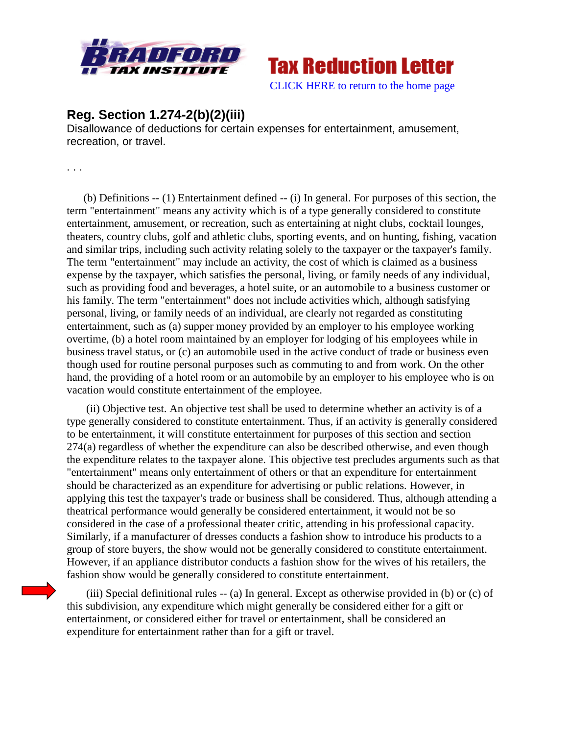**Tax Reduction Letter**

CLICK HERE to return to the home page

## Reg. Section 1.274-2(b)(2)(iii)

Disallowance of deductions for certain expenses for entertainment, amusement, recreation, or travel.

. . .

(b) Definitions -- (1) Entertainment defined -- (i) In general. For purposes of this section, the term "entertainment" means any activity which is of a type generally considered to constitute entertainment, amusement, or recreation, such as entertaining at night clubs, cocktail lounges, theaters, country clubs, golf and athletic clubs, sporting events, and on hunting, fishing, vacation and similar trips, including such activity relating solely to the taxpayer or the taxpayer's family. The term "entertainment" may include an activity, the cost of which is claimed as a business expense by the taxpayer, which satisfies the personal, living, or family needs of any individual, such as providing food and beverages, a hotel suite, or an automobile to a business customer or his family. The term "entertainment" does not include activities which, although satisfying personal, living, or family needs of an individual, are clearly not regarded as constituting entertainment, such as (a) supper money provided by an employer to his employee working overtime, (b) a hotel room maintained by an employer for lodging of his employees while in business travel status, or (c) an automobile used in the active conduct of trade or business even though used for routine personal purposes such as commuting to and from work. On the other hand, the providing of a hotel room or an automobile by an employer to his employee who is on vacation would constitute entertainment of the employee.

(ii) Objective test. An objective test shall be used to determine whether an activity is of a type generally considered to constitute entertainment. Thus, if an activity is generally considered to be entertainment, it will constitute entertainment for purposes of this section and section 274(a) regardless of whether the expenditure can also be described otherwise, and even though the expenditure relates to the taxpayer alone. This objective test precludes arguments such as that "entertainment" means only entertainment of others or that an expenditure for entertainment should be characterized as an expenditure for advertising or public relations. However, in applying this test the taxpayer's trade or business shall be considered. Thus, although attending a theatrical performance would generally be considered entertainment, it would not be so considered in the case of a professional theater critic, attending in his professional capacity. Similarly, if a manufacturer of dresses conducts a fashion show to introduce his products to a group of store buyers, the show would not be generally considered to constitute entertainment. However, if an appliance distributor conducts a fashion show for the wives of his retailers, the fashion show would be generally considered to constitute entertainment.

(iii) Special definitional rules -- (a) In general. Except as otherwise provided in (b) or (c) of this subdivision, any expenditure which might generally be considered either for a gift or entertainment, or considered either for travel or entertainment, shall be considered an expenditure for entertainment rather than for a gift or travel.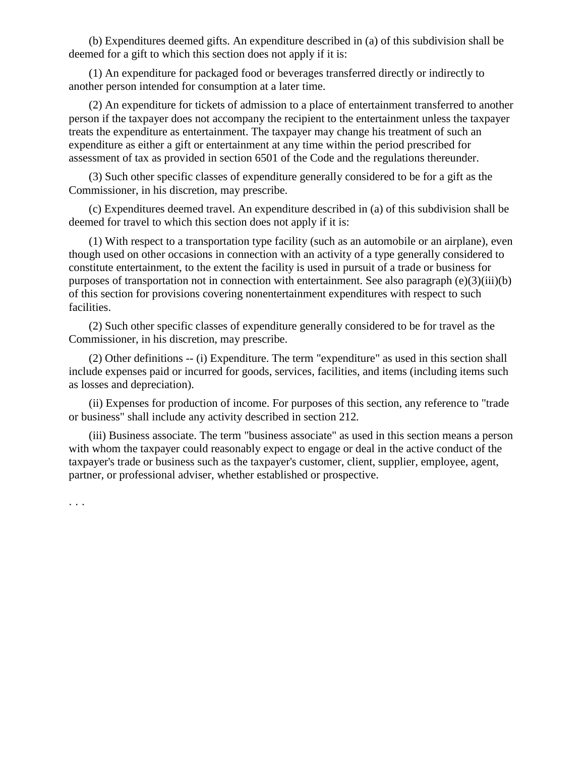(b) Expenditures deemed gifts. An expenditure described in (a) of this subdivision shall be deemed for a gift to which this section does not apply if it is:

(1) An expenditure for packaged food or beverages transferred directly or indirectly to another person intended for consumption at a later time.

(2) An expenditure for tickets of admission to a place of entertainment transferred to another person if the taxpayer does not accompany the recipient to the entertainment unless the taxpayer treats the expenditure as entertainment. The taxpayer may change his treatment of such an expenditure as either a gift or entertainment at any time within the period prescribed for assessment of tax as provided in section 6501 of the Code and the regulations thereunder.

(3) Such other specific classes of expenditure generally considered to be for a gift as the Commissioner, in his discretion, may prescribe.

(c) Expenditures deemed travel. An expenditure described in (a) of this subdivision shall be deemed for travel to which this section does not apply if it is:

(1) With respect to a transportation type facility (such as an automobile or an airplane), even though used on other occasions in connection with an activity of a type generally considered to constitute entertainment, to the extent the facility is used in pursuit of a trade or business for purposes of transportation not in connection with entertainment. See also paragraph (e)(3)(iii)(b) of this section for provisions covering nonentertainment expenditures with respect to such facilities.

(2) Such other specific classes of expenditure generally considered to be for travel as the Commissioner, in his discretion, may prescribe.

(2) Other definitions -- (i) Expenditure. The term "expenditure" as used in this section shall include expenses paid or incurred for goods, services, facilities, and items (including items such as losses and depreciation).

(ii) Expenses for production of income. For purposes of this section, any reference to "trade or business" shall include any activity described in section 212.

(iii) Business associate. The term "business associate" as used in this section means a person with whom the taxpayer could reasonably expect to engage or deal in the active conduct of the taxpayer's trade or business such as the taxpayer's customer, client, supplier, employee, agent, partner, or professional adviser, whether established or prospective.

. . .